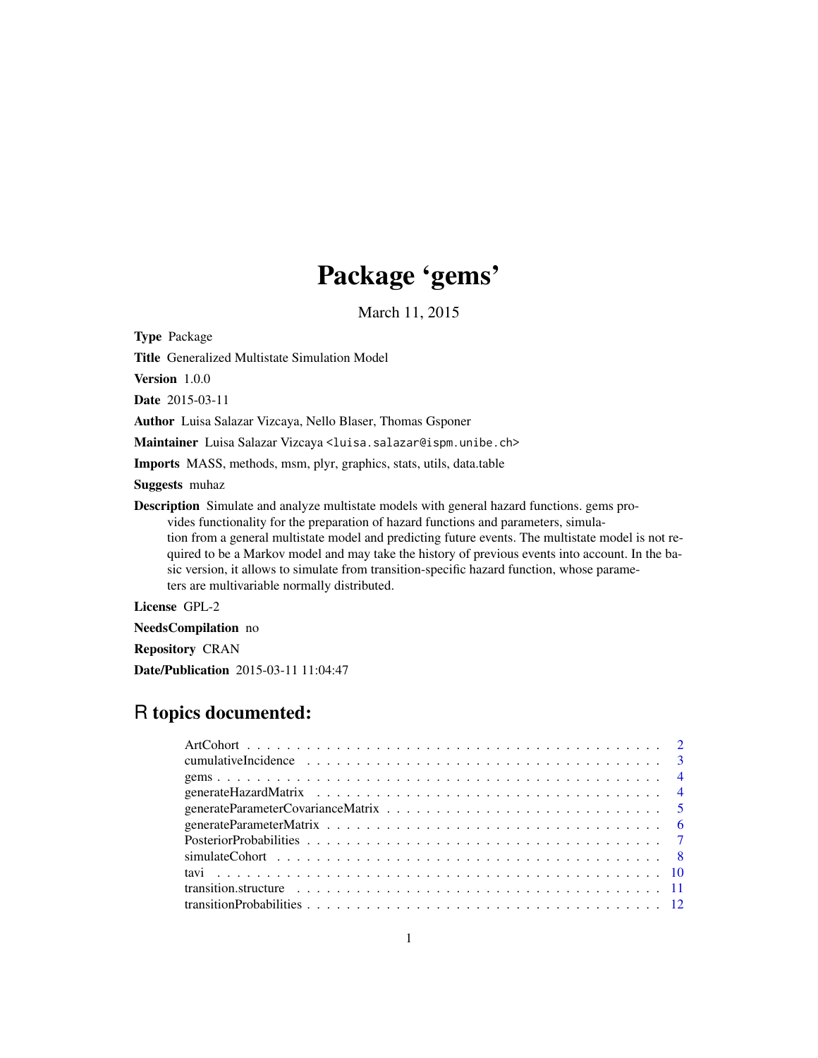# Package 'gems'

March 11, 2015

**Type** Package

**Title** Generalized Multistate Simulation Model

**Version** 1.0.0

**Date** 2015-03-11

**Author** Luisa Salazar Vizcaya, Nello Blaser, Thomas Gsponer

**Maintainer** Luisa Salazar Vizcaya <luisa.salazar@ispm.unibe.ch>

**Imports** MASS, methods, msm, plyr, graphics, stats, utils, data.table

**Suggests** muhaz

**Description** Simulate and analyze multistate models with general hazard functions. gems provides functionality for the preparation of hazard functions and parameters, simulation from a general multistate model and predicting future events. The multistate model is not required to be a Markov model and may take the history of previous events into account. In the basic version, it allows to simulate from transition-specific hazard function, whose parameters are multivariable normally distributed.

**License** GPL-2

**NeedsCompilation** no

**Repository** CRAN

**Date/Publication** 2015-03-11 11:04:47

## R topics documented:

- ArtCohort . . . 2
- cumulativeIncidence . . . 3
- gems . . . 4
- generateHazardMatrix . . . 4
- generateParameterCovarianceMatrix . . . 5
- generateParameterMatrix . . . 6
- PosteriorProbabilities . . . 7
- simulateCohort . . . 8
- tavi . . . 10
- transition.structure . . . 11
- transitionProbabilities . . . 12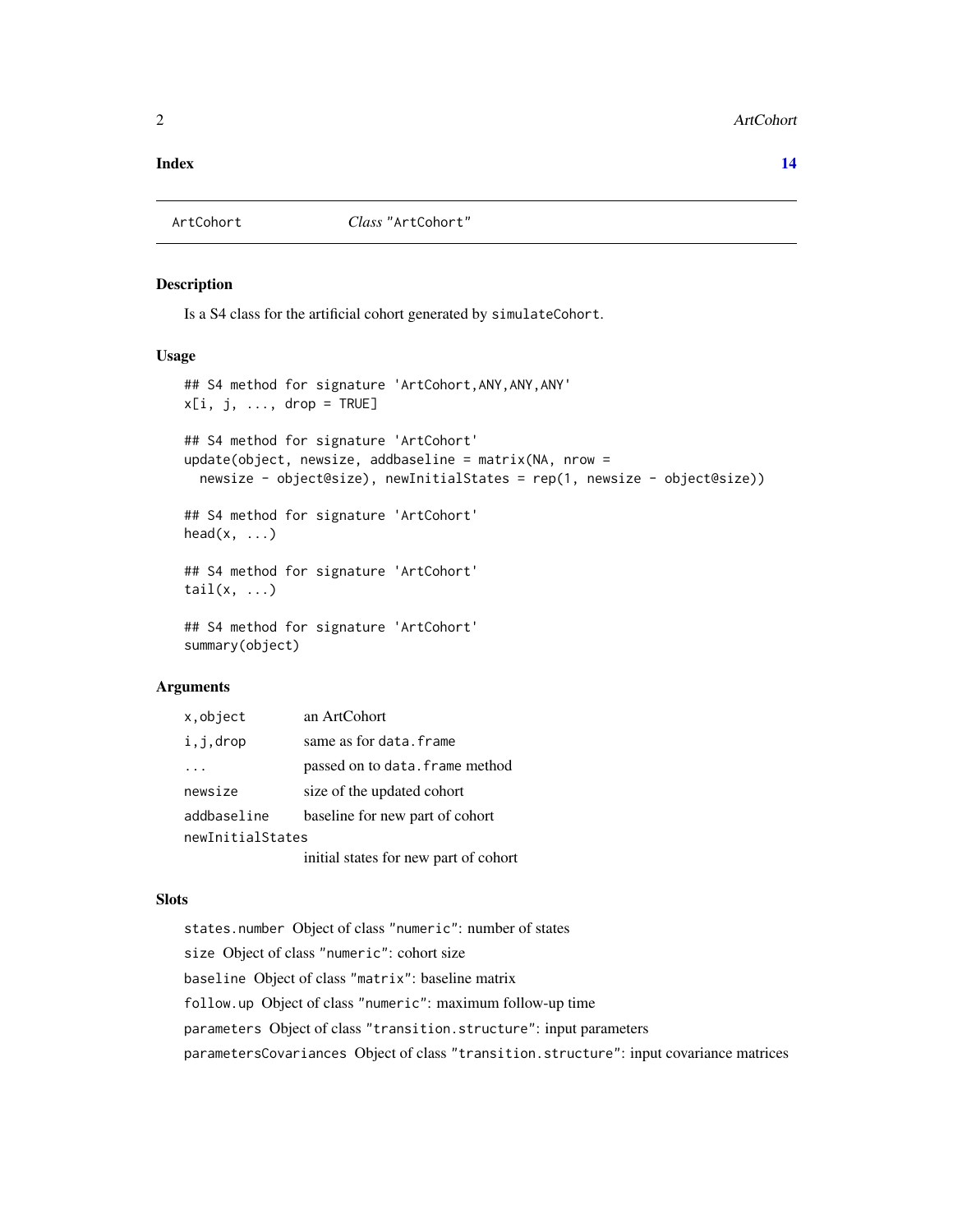**Index** 14

---

ArtCohort *Class* "ArtCohort"

---

### Description

Is a S4 class for the artificial cohort generated by `simulateCohort`.

### Usage

```
## S4 method for signature 'ArtCohort,ANY,ANY,ANY'
x[i, j, ..., drop = TRUE]

## S4 method for signature 'ArtCohort'
update(object, newsize, addbaseline = matrix(NA, nrow =
  newsize - object@size), newInitialStates = rep(1, newsize - object@size))

## S4 method for signature 'ArtCohort'
head(x, ...)

## S4 method for signature 'ArtCohort'
tail(x, ...)

## S4 method for signature 'ArtCohort'
summary(object)
```

### Arguments

| | |
|---|---|
| `x,object` | an ArtCohort |
| `i,j,drop` | same as for `data.frame` |
| `...` | passed on to `data.frame` method |
| `newsize` | size of the updated cohort |
| `addbaseline` | baseline for new part of cohort |
| `newInitialStates` | initial states for new part of cohort |

### Slots

`states.number` Object of class "`numeric`": number of states

`size` Object of class "`numeric`": cohort size

`baseline` Object of class "`matrix`": baseline matrix

`follow.up` Object of class "`numeric`": maximum follow-up time

`parameters` Object of class "`transition.structure`": input parameters

`parametersCovariances` Object of class "`transition.structure`": input covariance matrices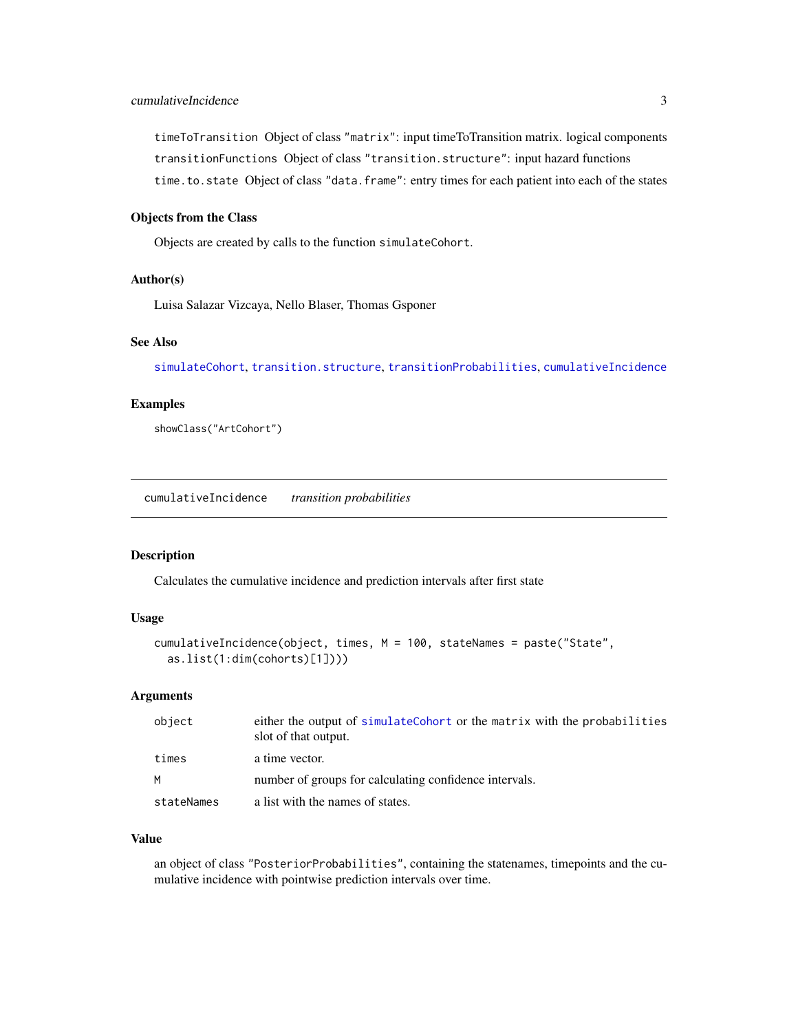`timeToTransition` Object of class "matrix": input timeToTransition matrix. logical components

`transitionFunctions` Object of class "transition.structure": input hazard functions

`time.to.state` Object of class "data.frame": entry times for each patient into each of the states

### Objects from the Class

Objects are created by calls to the function `simulateCohort`.

### Author(s)

Luisa Salazar Vizcaya, Nello Blaser, Thomas Gsponer

### See Also

simulateCohort, transition.structure, transitionProbabilities, cumulativeIncidence

### Examples

```
showClass("ArtCohort")
```

---

## cumulativeIncidence *transition probabilities*

---

### Description

Calculates the cumulative incidence and prediction intervals after first state

### Usage

```
cumulativeIncidence(object, times, M = 100, stateNames = paste("State",
  as.list(1:dim(cohorts)[1])))
```

### Arguments

| | |
|---|---|
| `object` | either the output of simulateCohort or the matrix with the probabilities slot of that output. |
| `times` | a time vector. |
| `M` | number of groups for calculating confidence intervals. |
| `stateNames` | a list with the names of states. |

### Value

an object of class "PosteriorProbabilities", containing the statenames, timepoints and the cumulative incidence with pointwise prediction intervals over time.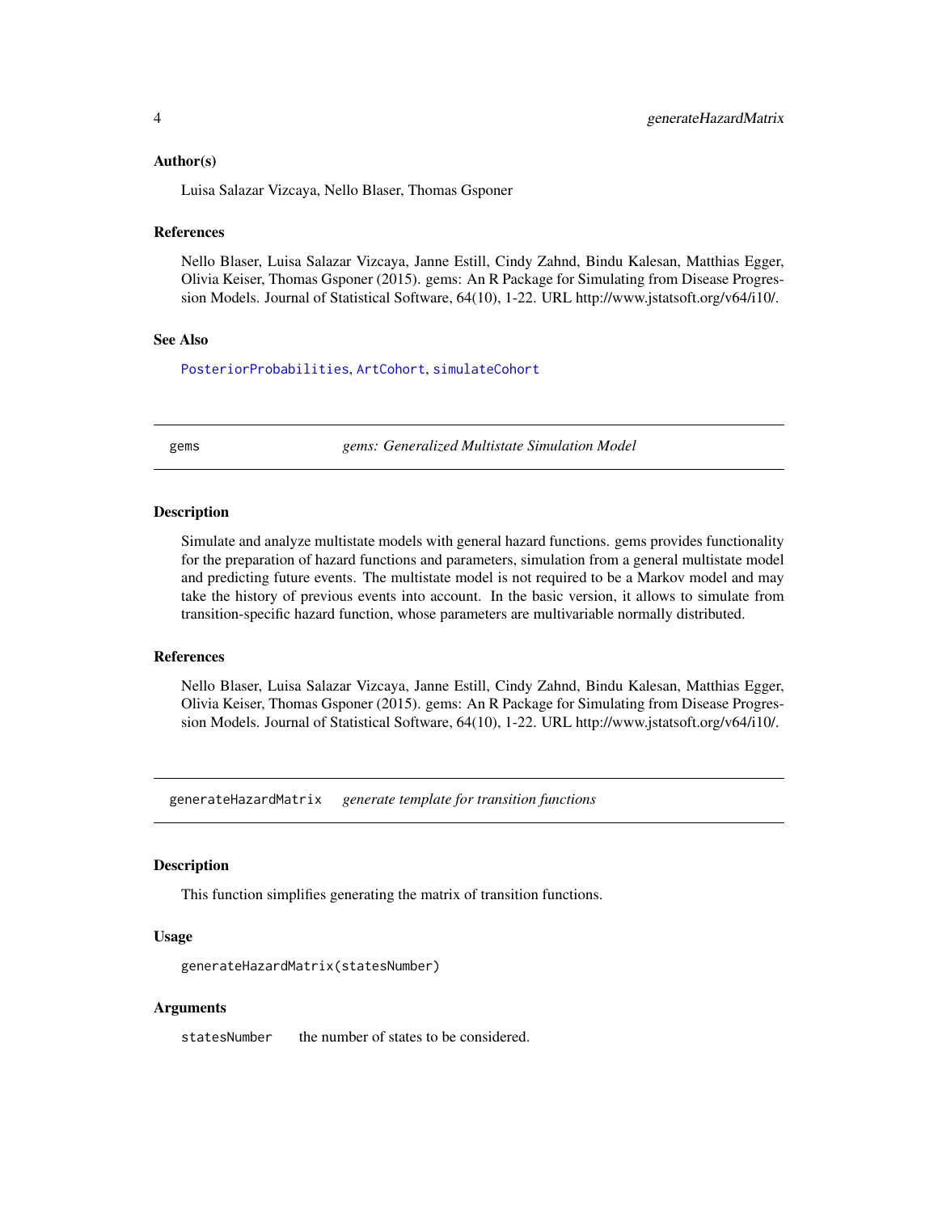### Author(s)

Luisa Salazar Vizcaya, Nello Blaser, Thomas Gsponer

### References

Nello Blaser, Luisa Salazar Vizcaya, Janne Estill, Cindy Zahnd, Bindu Kalesan, Matthias Egger, Olivia Keiser, Thomas Gsponer (2015). gems: An R Package for Simulating from Disease Progression Models. Journal of Statistical Software, 64(10), 1-22. URL http://www.jstatsoft.org/v64/i10/.

### See Also

`PosteriorProbabilities`, `ArtCohort`, `simulateCohort`

---

## gems — *gems: Generalized Multistate Simulation Model*

### Description

Simulate and analyze multistate models with general hazard functions. gems provides functionality for the preparation of hazard functions and parameters, simulation from a general multistate model and predicting future events. The multistate model is not required to be a Markov model and may take the history of previous events into account. In the basic version, it allows to simulate from transition-specific hazard function, whose parameters are multivariable normally distributed.

### References

Nello Blaser, Luisa Salazar Vizcaya, Janne Estill, Cindy Zahnd, Bindu Kalesan, Matthias Egger, Olivia Keiser, Thomas Gsponer (2015). gems: An R Package for Simulating from Disease Progression Models. Journal of Statistical Software, 64(10), 1-22. URL http://www.jstatsoft.org/v64/i10/.

---

## generateHazardMatrix — *generate template for transition functions*

### Description

This function simplifies generating the matrix of transition functions.

### Usage

```
generateHazardMatrix(statesNumber)
```

### Arguments

`statesNumber` the number of states to be considered.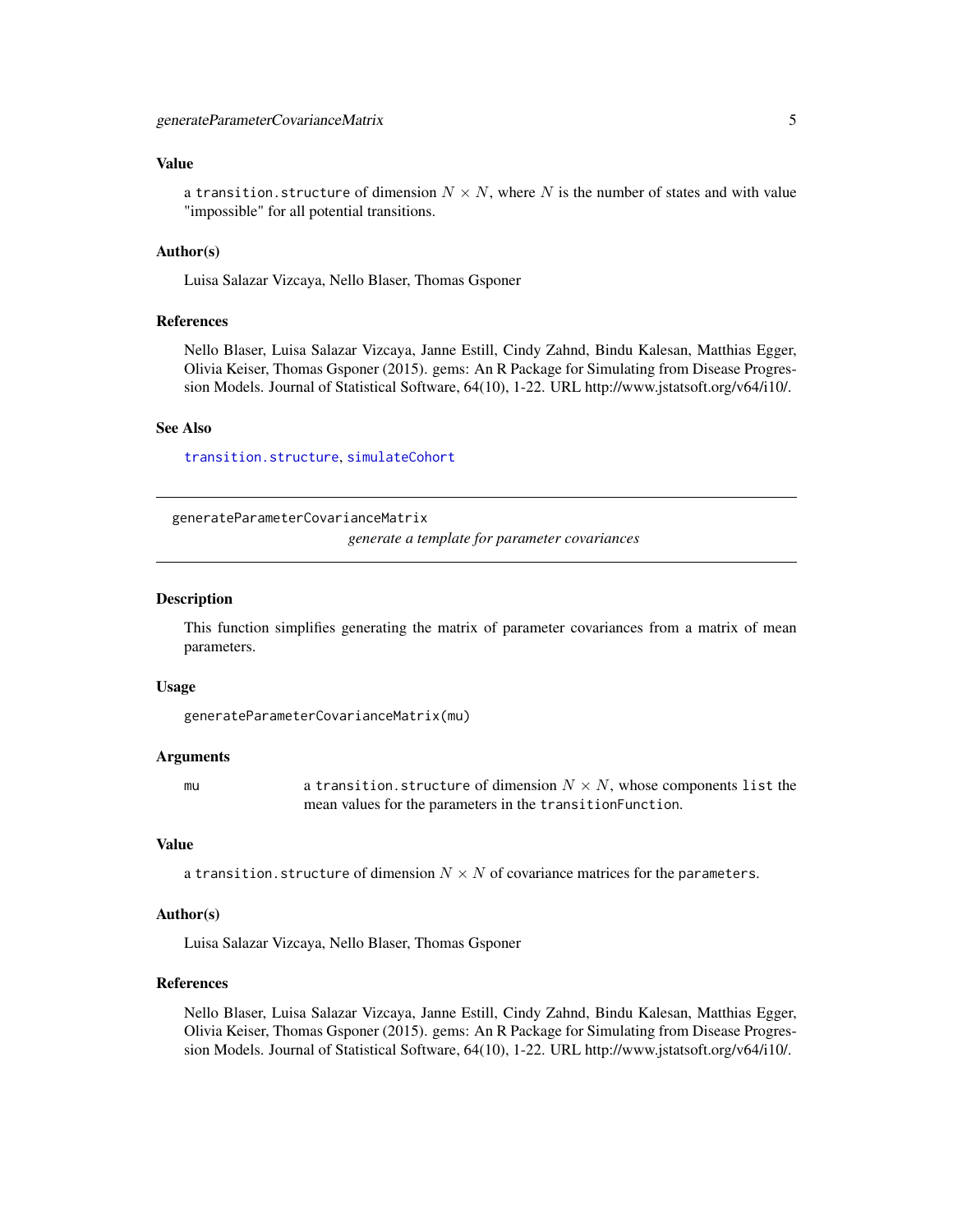### Value

a `transition.structure` of dimension $N \times N$, where $N$ is the number of states and with value "impossible" for all potential transitions.

### Author(s)

Luisa Salazar Vizcaya, Nello Blaser, Thomas Gsponer

### References

Nello Blaser, Luisa Salazar Vizcaya, Janne Estill, Cindy Zahnd, Bindu Kalesan, Matthias Egger, Olivia Keiser, Thomas Gsponer (2015). gems: An R Package for Simulating from Disease Progression Models. Journal of Statistical Software, 64(10), 1-22. URL http://www.jstatsoft.org/v64/i10/.

### See Also

`transition.structure`, `simulateCohort`

---

## generateParameterCovarianceMatrix

*generate a template for parameter covariances*

---

### Description

This function simplifies generating the matrix of parameter covariances from a matrix of mean parameters.

### Usage

```
generateParameterCovarianceMatrix(mu)
```

### Arguments

| | |
|---|---|
| mu | a `transition.structure` of dimension $N \times N$, whose components `list` the mean values for the parameters in the `transitionFunction`. |

### Value

a `transition.structure` of dimension $N \times N$ of covariance matrices for the `parameters`.

### Author(s)

Luisa Salazar Vizcaya, Nello Blaser, Thomas Gsponer

### References

Nello Blaser, Luisa Salazar Vizcaya, Janne Estill, Cindy Zahnd, Bindu Kalesan, Matthias Egger, Olivia Keiser, Thomas Gsponer (2015). gems: An R Package for Simulating from Disease Progression Models. Journal of Statistical Software, 64(10), 1-22. URL http://www.jstatsoft.org/v64/i10/.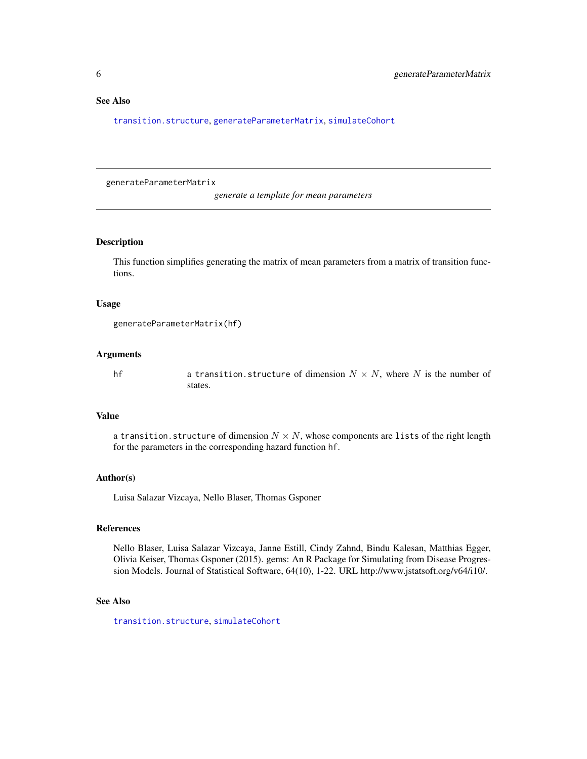## See Also

transition.structure, generateParameterMatrix, simulateCohort

---

generateParameterMatrix &nbsp;&nbsp;&nbsp;&nbsp; *generate a template for mean parameters*

---

### Description

This function simplifies generating the matrix of mean parameters from a matrix of transition functions.

### Usage

```
generateParameterMatrix(hf)
```

### Arguments

| | |
|---|---|
| hf | a transition.structure of dimension $N \times N$, where $N$ is the number of states. |

### Value

a transition.structure of dimension $N \times N$, whose components are lists of the right length for the parameters in the corresponding hazard function hf.

### Author(s)

Luisa Salazar Vizcaya, Nello Blaser, Thomas Gsponer

### References

Nello Blaser, Luisa Salazar Vizcaya, Janne Estill, Cindy Zahnd, Bindu Kalesan, Matthias Egger, Olivia Keiser, Thomas Gsponer (2015). gems: An R Package for Simulating from Disease Progression Models. Journal of Statistical Software, 64(10), 1-22. URL http://www.jstatsoft.org/v64/i10/.

### See Also

transition.structure, simulateCohort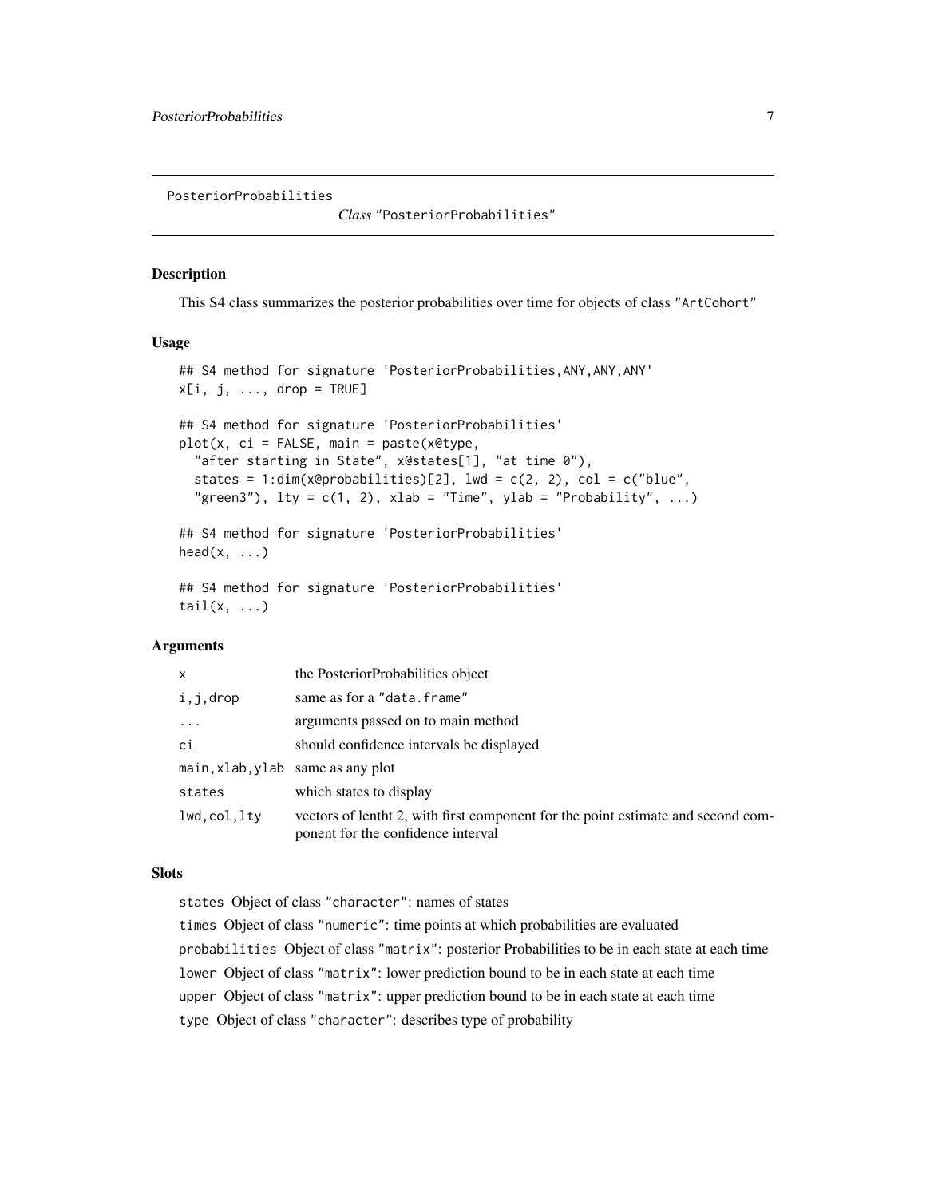PosteriorProbabilities                *Class* "PosteriorProbabilities"

## Description

This S4 class summarizes the posterior probabilities over time for objects of class "ArtCohort"

## Usage

```
## S4 method for signature 'PosteriorProbabilities,ANY,ANY,ANY'
x[i, j, ..., drop = TRUE]

## S4 method for signature 'PosteriorProbabilities'
plot(x, ci = FALSE, main = paste(x@type,
  "after starting in State", x@states[1], "at time 0"),
  states = 1:dim(x@probabilities)[2], lwd = c(2, 2), col = c("blue",
  "green3"), lty = c(1, 2), xlab = "Time", ylab = "Probability", ...)

## S4 method for signature 'PosteriorProbabilities'
head(x, ...)

## S4 method for signature 'PosteriorProbabilities'
tail(x, ...)
```

## Arguments

| | |
|---|---|
| `x` | the PosteriorProbabilities object |
| `i,j,drop` | same as for a "data.frame" |
| `...` | arguments passed on to main method |
| `ci` | should confidence intervals be displayed |
| `main,xlab,ylab` | same as any plot |
| `states` | which states to display |
| `lwd,col,lty` | vectors of lentht 2, with first component for the point estimate and second component for the confidence interval |

## Slots

`states` Object of class "character": names of states

`times` Object of class "numeric": time points at which probabilities are evaluated

`probabilities` Object of class "matrix": posterior Probabilities to be in each state at each time

`lower` Object of class "matrix": lower prediction bound to be in each state at each time

`upper` Object of class "matrix": upper prediction bound to be in each state at each time

`type` Object of class "character": describes type of probability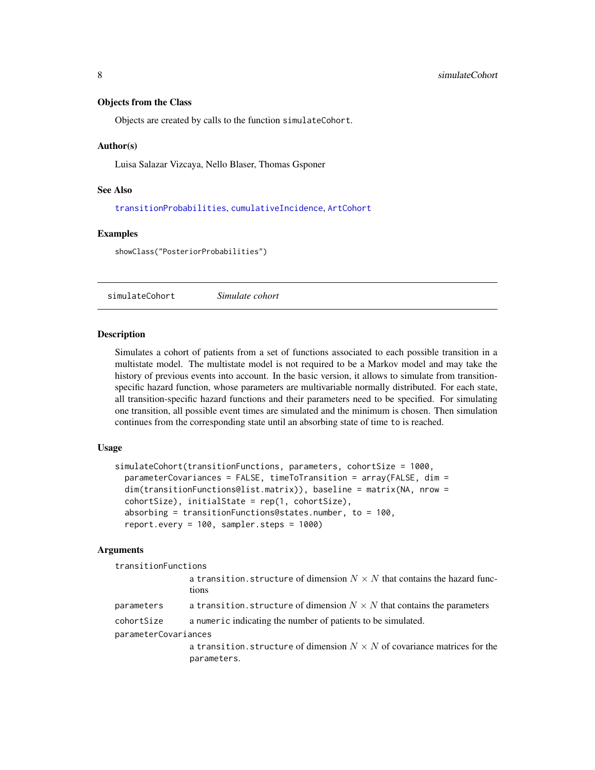### Objects from the Class

Objects are created by calls to the function `simulateCohort`.

### Author(s)

Luisa Salazar Vizcaya, Nello Blaser, Thomas Gsponer

### See Also

`transitionProbabilities`, `cumulativeIncidence`, `ArtCohort`

### Examples

```
showClass("PosteriorProbabilities")
```

---

## simulateCohort    *Simulate cohort*

---

### Description

Simulates a cohort of patients from a set of functions associated to each possible transition in a multistate model. The multistate model is not required to be a Markov model and may take the history of previous events into account. In the basic version, it allows to simulate from transition-specific hazard function, whose parameters are multivariable normally distributed. For each state, all transition-specific hazard functions and their parameters need to be specified. For simulating one transition, all possible event times are simulated and the minimum is chosen. Then simulation continues from the corresponding state until an absorbing state of time `to` is reached.

### Usage

```
simulateCohort(transitionFunctions, parameters, cohortSize = 1000,
  parameterCovariances = FALSE, timeToTransition = array(FALSE, dim =
  dim(transitionFunctions@list.matrix)), baseline = matrix(NA, nrow =
  cohortSize), initialState = rep(1, cohortSize),
  absorbing = transitionFunctions@states.number, to = 100,
  report.every = 100, sampler.steps = 1000)
```

### Arguments

| | |
|---|---|
| `transitionFunctions` | a `transition.structure` of dimension $N \times N$ that contains the hazard functions |
| `parameters` | a `transition.structure` of dimension $N \times N$ that contains the parameters |
| `cohortSize` | a `numeric` indicating the number of patients to be simulated. |
| `parameterCovariances` | a `transition.structure` of dimension $N \times N$ of covariance matrices for the `parameters`. |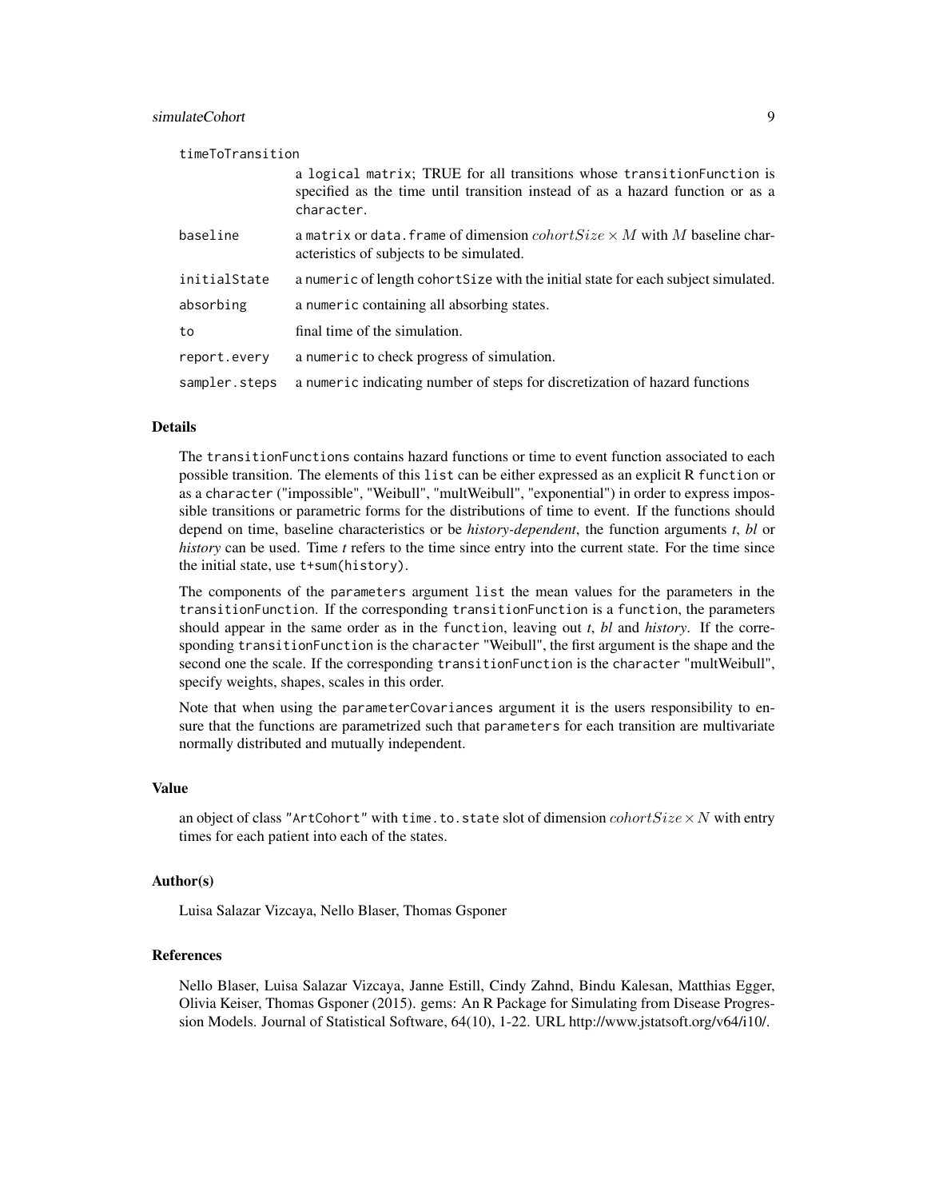| | |
|---|---|
| `timeToTransition` | a `logical matrix`; TRUE for all transitions whose `transitionFunction` is specified as the time until transition instead of as a hazard function or as a `character`. |
| `baseline` | a `matrix` or `data.frame` of dimension $cohortSize \times M$ with $M$ baseline characteristics of subjects to be simulated. |
| `initialState` | a `numeric` of length `cohortSize` with the initial state for each subject simulated. |
| `absorbing` | a `numeric` containing all absorbing states. |
| `to` | final time of the simulation. |
| `report.every` | a `numeric` to check progress of simulation. |
| `sampler.steps` | a `numeric` indicating number of steps for discretization of hazard functions |

## Details

The `transitionFunctions` contains hazard functions or time to event function associated to each possible transition. The elements of this `list` can be either expressed as an explicit R `function` or as a `character` ("impossible", "Weibull", "multWeibull", "exponential") in order to express impossible transitions or parametric forms for the distributions of time to event. If the functions should depend on time, baseline characteristics or be *history-dependent*, the function arguments *t*, *bl* or *history* can be used. Time *t* refers to the time since entry into the current state. For the time since the initial state, use `t+sum(history)`.

The components of the `parameters` argument `list` the mean values for the parameters in the `transitionFunction`. If the corresponding `transitionFunction` is a `function`, the parameters should appear in the same order as in the `function`, leaving out *t*, *bl* and *history*. If the corresponding `transitionFunction` is the `character` "Weibull", the first argument is the shape and the second one the scale. If the corresponding `transitionFunction` is the `character` "multWeibull", specify weights, shapes, scales in this order.

Note that when using the `parameterCovariances` argument it is the users responsibility to ensure that the functions are parametrized such that `parameters` for each transition are multivariate normally distributed and mutually independent.

## Value

an object of class `"ArtCohort"` with `time.to.state` slot of dimension $cohortSize \times N$ with entry times for each patient into each of the states.

## Author(s)

Luisa Salazar Vizcaya, Nello Blaser, Thomas Gsponer

## References

Nello Blaser, Luisa Salazar Vizcaya, Janne Estill, Cindy Zahnd, Bindu Kalesan, Matthias Egger, Olivia Keiser, Thomas Gsponer (2015). gems: An R Package for Simulating from Disease Progression Models. Journal of Statistical Software, 64(10), 1-22. URL http://www.jstatsoft.org/v64/i10/.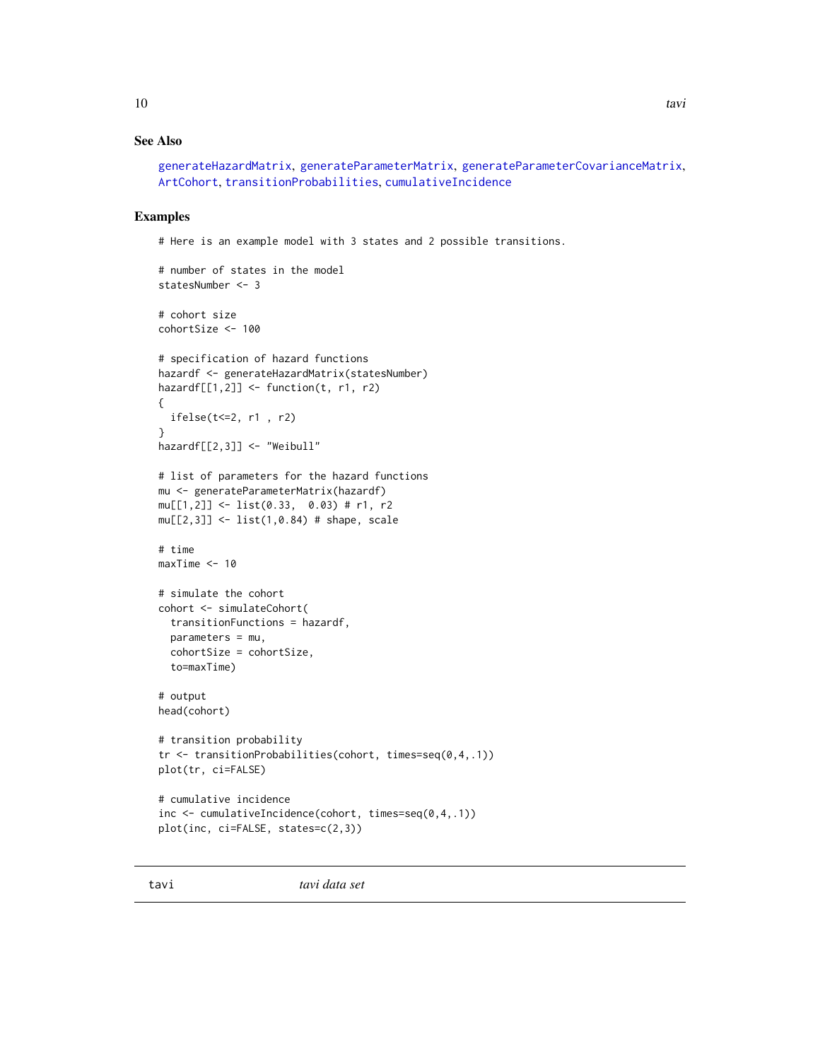## See Also

generateHazardMatrix, generateParameterMatrix, generateParameterCovarianceMatrix, ArtCohort, transitionProbabilities, cumulativeIncidence

## Examples

```
# Here is an example model with 3 states and 2 possible transitions.

# number of states in the model
statesNumber <- 3

# cohort size
cohortSize <- 100

# specification of hazard functions
hazardf <- generateHazardMatrix(statesNumber)
hazardf[[1,2]] <- function(t, r1, r2)
{
  ifelse(t<=2, r1 , r2)
}
hazardf[[2,3]] <- "Weibull"

# list of parameters for the hazard functions
mu <- generateParameterMatrix(hazardf)
mu[[1,2]] <- list(0.33,  0.03) # r1, r2
mu[[2,3]] <- list(1,0.84) # shape, scale

# time
maxTime <- 10

# simulate the cohort
cohort <- simulateCohort(
  transitionFunctions = hazardf,
  parameters = mu,
  cohortSize = cohortSize,
  to=maxTime)

# output
head(cohort)

# transition probability
tr <- transitionProbabilities(cohort, times=seq(0,4,.1))
plot(tr, ci=FALSE)

# cumulative incidence
inc <- cumulativeIncidence(cohort, times=seq(0,4,.1))
plot(inc, ci=FALSE, states=c(2,3))
```

---

tavi *tavi data set*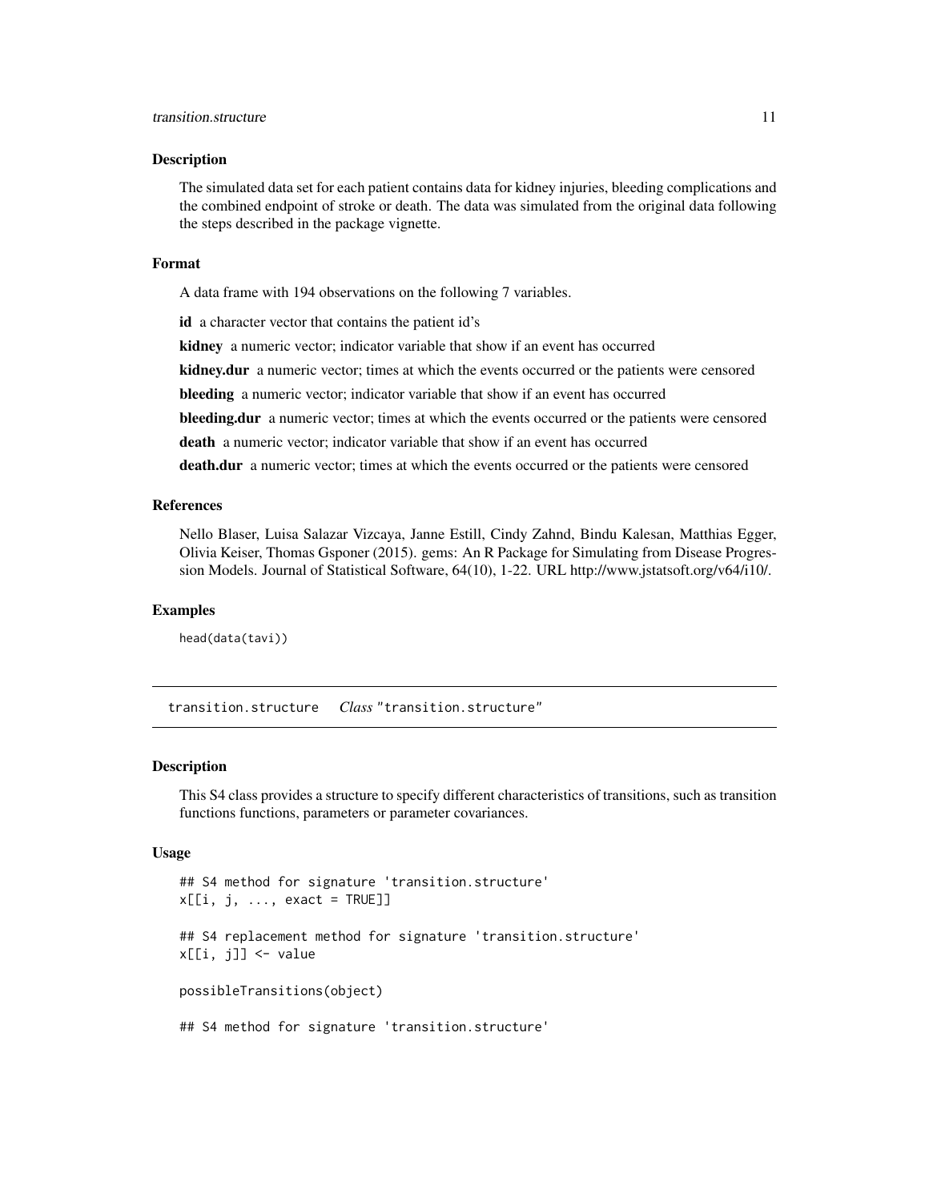### Description

The simulated data set for each patient contains data for kidney injuries, bleeding complications and the combined endpoint of stroke or death. The data was simulated from the original data following the steps described in the package vignette.

### Format

A data frame with 194 observations on the following 7 variables.

**id** a character vector that contains the patient id's

**kidney** a numeric vector; indicator variable that show if an event has occurred

**kidney.dur** a numeric vector; times at which the events occurred or the patients were censored

**bleeding** a numeric vector; indicator variable that show if an event has occurred

**bleeding.dur** a numeric vector; times at which the events occurred or the patients were censored

**death** a numeric vector; indicator variable that show if an event has occurred

**death.dur** a numeric vector; times at which the events occurred or the patients were censored

### References

Nello Blaser, Luisa Salazar Vizcaya, Janne Estill, Cindy Zahnd, Bindu Kalesan, Matthias Egger, Olivia Keiser, Thomas Gsponer (2015). gems: An R Package for Simulating from Disease Progression Models. Journal of Statistical Software, 64(10), 1-22. URL http://www.jstatsoft.org/v64/i10/.

### Examples

```
head(data(tavi))
```

---

## transition.structure *Class* "transition.structure"

### Description

This S4 class provides a structure to specify different characteristics of transitions, such as transition functions functions, parameters or parameter covariances.

### Usage

```
## S4 method for signature 'transition.structure'
x[[i, j, ..., exact = TRUE]]

## S4 replacement method for signature 'transition.structure'
x[[i, j]] <- value

possibleTransitions(object)

## S4 method for signature 'transition.structure'
```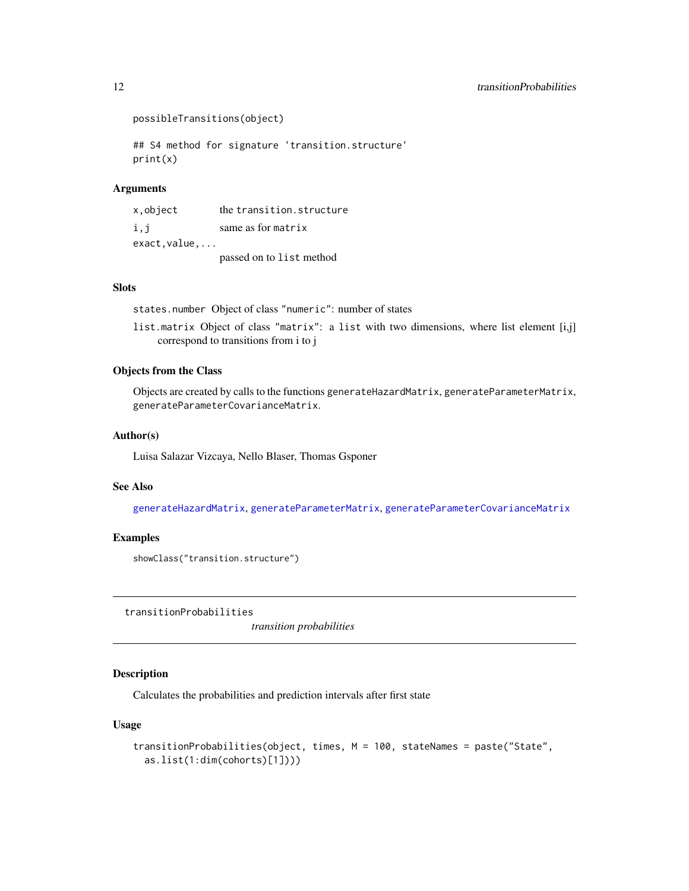```
possibleTransitions(object)

## S4 method for signature 'transition.structure'
print(x)
```

### Arguments

| | |
|---|---|
| x,object | the transition.structure |
| i,j | same as for matrix |
| exact,value,... | passed on to list method |

### Slots

- `states.number` Object of class "numeric": number of states
- `list.matrix` Object of class "matrix": a list with two dimensions, where list element [i,j] correspond to transitions from i to j

### Objects from the Class

Objects are created by calls to the functions `generateHazardMatrix`, `generateParameterMatrix`, `generateParameterCovarianceMatrix`.

### Author(s)

Luisa Salazar Vizcaya, Nello Blaser, Thomas Gsponer

### See Also

`generateHazardMatrix`, `generateParameterMatrix`, `generateParameterCovarianceMatrix`

### Examples

```
showClass("transition.structure")
```

---

## transitionProbabilities *transition probabilities*

---

### Description

Calculates the probabilities and prediction intervals after first state

### Usage

```
transitionProbabilities(object, times, M = 100, stateNames = paste("State",
  as.list(1:dim(cohorts)[1])))
```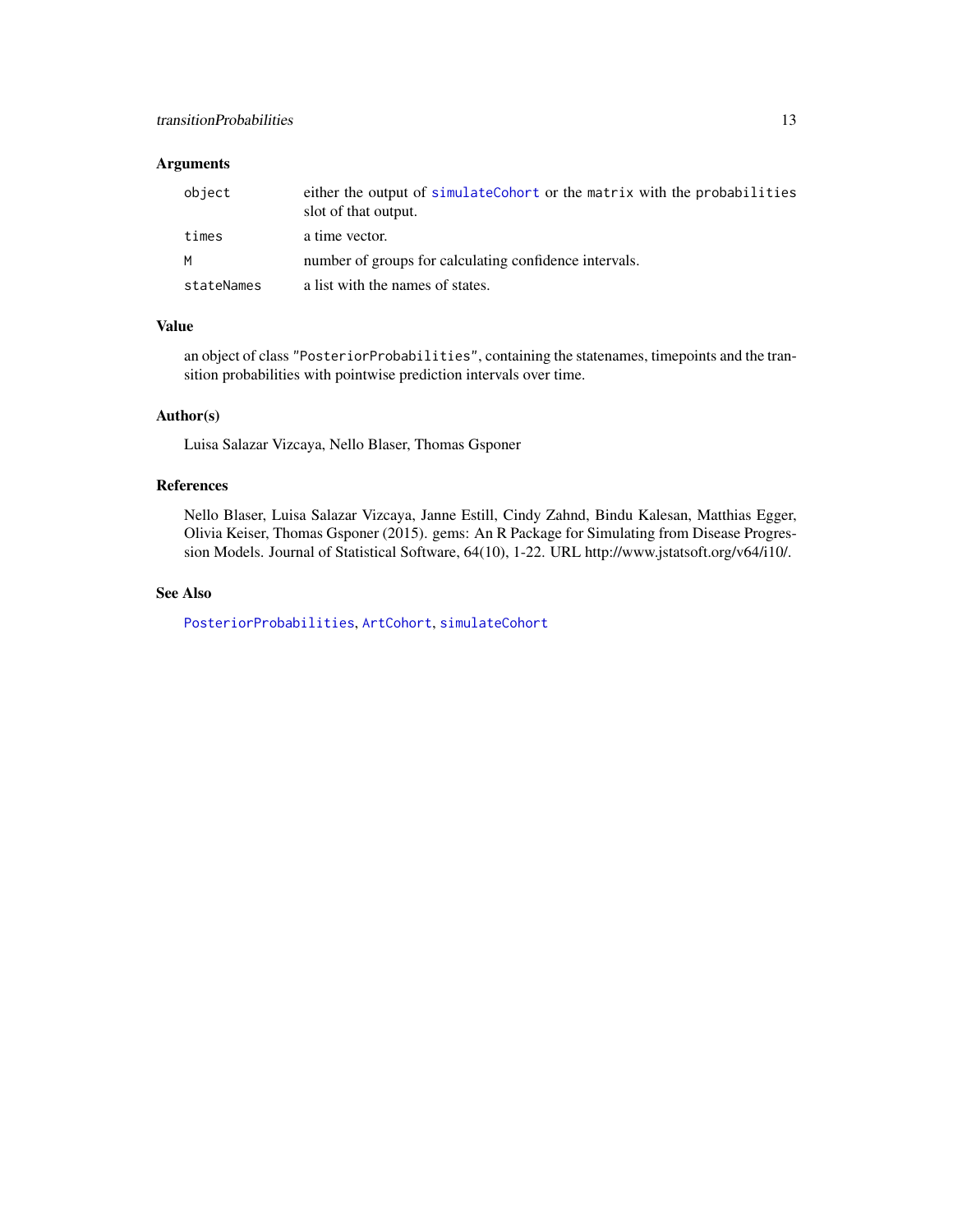## Arguments

| | |
|---|---|
| `object` | either the output of `simulateCohort` or the `matrix` with the `probabilities` slot of that output. |
| `times` | a time vector. |
| `M` | number of groups for calculating confidence intervals. |
| `stateNames` | a list with the names of states. |

## Value

an object of class "`PosteriorProbabilities`", containing the statenames, timepoints and the transition probabilities with pointwise prediction intervals over time.

## Author(s)

Luisa Salazar Vizcaya, Nello Blaser, Thomas Gsponer

## References

Nello Blaser, Luisa Salazar Vizcaya, Janne Estill, Cindy Zahnd, Bindu Kalesan, Matthias Egger, Olivia Keiser, Thomas Gsponer (2015). gems: An R Package for Simulating from Disease Progression Models. Journal of Statistical Software, 64(10), 1-22. URL http://www.jstatsoft.org/v64/i10/.

## See Also

`PosteriorProbabilities`, `ArtCohort`, `simulateCohort`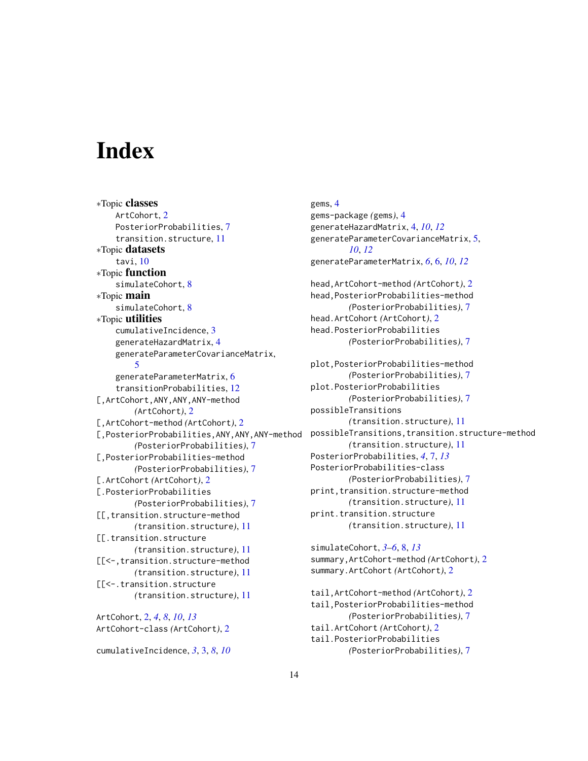# Index

∗Topic **classes**
- ArtCohort, 2
- PosteriorProbabilities, 7
- transition.structure, 11

∗Topic **datasets**
- tavi, 10

∗Topic **function**
- simulateCohort, 8

∗Topic **main**
- simulateCohort, 8

∗Topic **utilities**
- cumulativeIncidence, 3
- generateHazardMatrix, 4
- generateParameterCovarianceMatrix, 5
- generateParameterMatrix, 6
- transitionProbabilities, 12

[,ArtCohort,ANY,ANY,ANY-method *(ArtCohort)*, 2
[,ArtCohort-method *(ArtCohort)*, 2
[,PosteriorProbabilities,ANY,ANY,ANY-method *(PosteriorProbabilities)*, 7
[,PosteriorProbabilities-method *(PosteriorProbabilities)*, 7
[.ArtCohort *(ArtCohort)*, 2
[.PosteriorProbabilities *(PosteriorProbabilities)*, 7
[[,transition.structure-method *(transition.structure)*, 11
[[.transition.structure *(transition.structure)*, 11
[[<-,transition.structure-method *(transition.structure)*, 11
[[<-.transition.structure *(transition.structure)*, 11

ArtCohort, 2, *4*, *8*, *10*, *13*
ArtCohort-class *(ArtCohort)*, 2

cumulativeIncidence, *3*, 3, *8*, *10*

gems, 4
gems-package *(gems)*, 4
generateHazardMatrix, 4, *10*, *12*
generateParameterCovarianceMatrix, 5, *10*, *12*
generateParameterMatrix, *6*, 6, *10*, *12*

head,ArtCohort-method *(ArtCohort)*, 2
head,PosteriorProbabilities-method *(PosteriorProbabilities)*, 7
head.ArtCohort *(ArtCohort)*, 2
head.PosteriorProbabilities *(PosteriorProbabilities)*, 7

plot,PosteriorProbabilities-method *(PosteriorProbabilities)*, 7
plot.PosteriorProbabilities *(PosteriorProbabilities)*, 7
possibleTransitions *(transition.structure)*, 11
possibleTransitions,transition.structure-method *(transition.structure)*, 11
PosteriorProbabilities, *4*, 7, *13*
PosteriorProbabilities-class *(PosteriorProbabilities)*, 7
print,transition.structure-method *(transition.structure)*, 11
print.transition.structure *(transition.structure)*, 11

simulateCohort, *3–6*, 8, *13*
summary,ArtCohort-method *(ArtCohort)*, 2
summary.ArtCohort *(ArtCohort)*, 2

tail,ArtCohort-method *(ArtCohort)*, 2
tail,PosteriorProbabilities-method *(PosteriorProbabilities)*, 7
tail.ArtCohort *(ArtCohort)*, 2
tail.PosteriorProbabilities *(PosteriorProbabilities)*, 7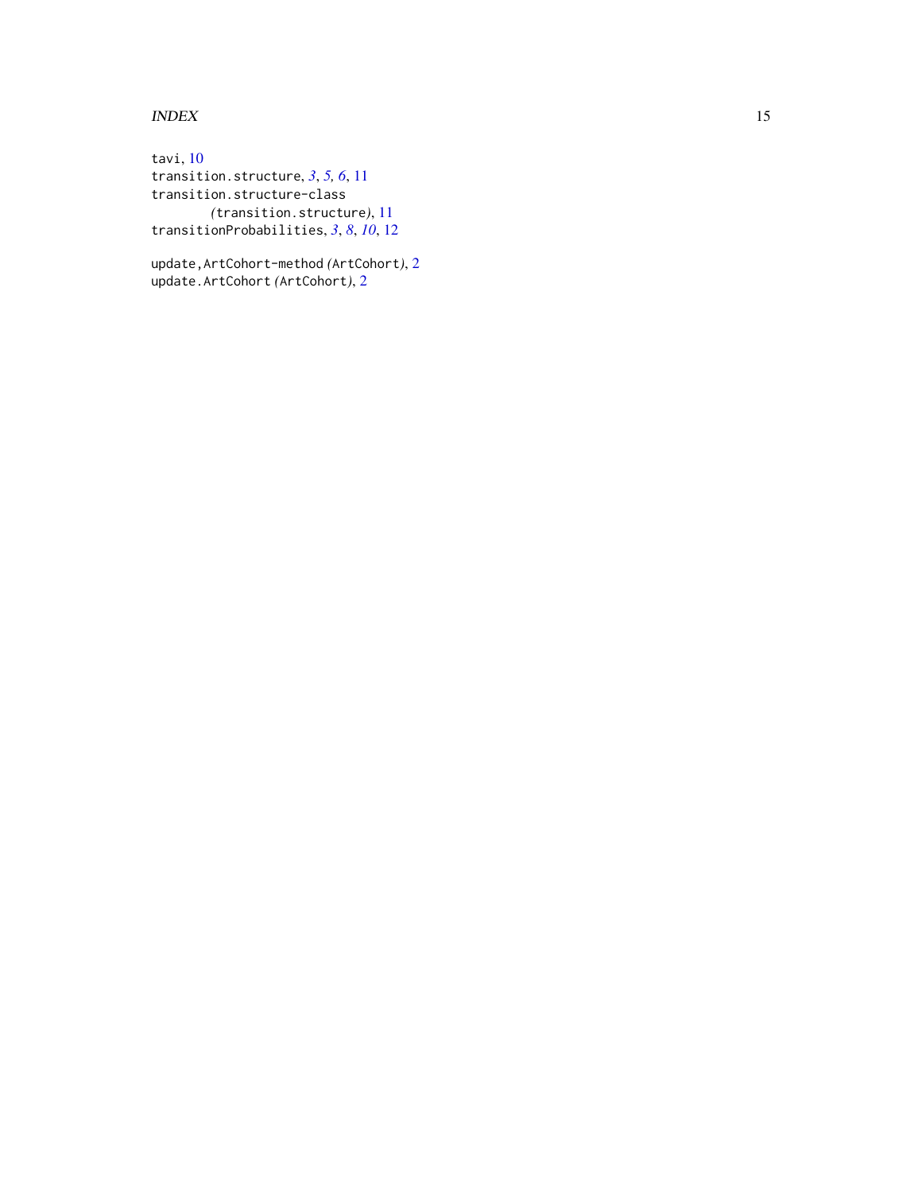tavi, 10
transition.structure, *3*, *5*, *6*, 11
transition.structure-class
        *(*transition.structure*)*, 11
transitionProbabilities, *3*, *8*, *10*, 12

update,ArtCohort-method *(*ArtCohort*)*, 2
update.ArtCohort *(*ArtCohort*)*, 2